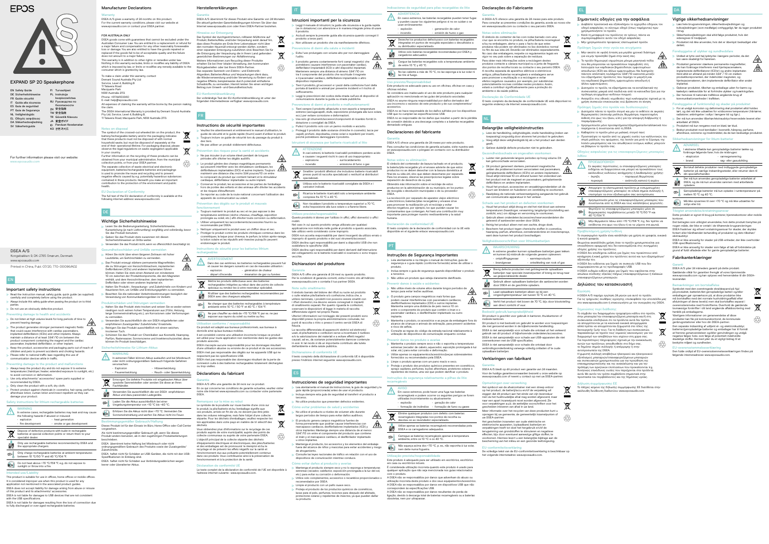# EPOS

## EXPAND SP 20 Speakerphone

| | |
|---|---|
| EN Safety Guide | FI Turvaohjeet |
| DE Sicherheitshinweise | PL Instrukcje bezpieczeństwa |
| FR Guide sécurité | RU Руководство по безопасности |
| IT Guida alla sicurezza | ZH 安全指南 |
| ES Guía de seguridad | TW 安全指南 |
| PT Guia de Segurança | TR Güvenlik Kılavuzu |
| NL Veiligheidsgids | ID Panduan Keselamatan |
| EL Οδηγός ασφαλείας | JA 安全ガイド |
| DA Sikkerhedsvejledning | KO 안전 가이드 |
| SV Säkerhetsguide | |

For further information please visit our website:
www.eposaudio.com

DSEA A/S
Kongebakken 9, DK-2765 Smørum, Denmark
www.eposaudio.com

Printed in China, Publ. 07/20, 770-00096/A02

## EN

### Important safety instructions

- Read the instruction manual, safety guide, quick guide (as supplied) carefully and completely before using the product.
- Always include this safety guide when passing the product on to third parties.
- Do not use an obviously defective product.

### Preventing damage to health and accidents

- Do not listen at high volume levels for long periods of time to prevent hearing damage.
- The product generates stronger permanent magnetic fields that could cause interference with cardiac pacemakers, implanted defibrillators (ICDs) and other implants. Always maintain a distance of at least 3.94" (10 cm) between the product component containing the magnet and the cardiac pacemaker, implanted defibrillator or other implant.
- Keep the product, accessories and packaging parts out of reach of children and pets to prevent accidents and choking hazards.
- Please refer to national traffic laws regarding the use of communication devices while in traffic.

### Preventing damage to the product and malfunctions

- Always keep the product dry and do not expose it to extreme temperatures (hairdryer, heater, extended exposure to sunlight, etc.) to avoid corrosion or deformation.
- Use only attachments/ accessories/ spare parts supplied or recommended by DSEA.
- Only clean the product with a soft, dry cloth.
- Protect product against chemicals in cosmetics, hair spray, perfume, aftershave lotion, suntan lotion and insect repellent as they can damage your product.

### Safety instructions for lithium rechargeable batteries

**WARNING**

In extreme cases, rechargeable batteries may leak and may cause the following hazards if misused:

- explosion
- fire development
- heat generation
- smoke or gas development

Dispose of defective products with built-in rechargeable batteries at special collection points or return them to your specialist dealer.

Only use rechargeable batteries recommended by DSEA and the appropriate chargers.

Only charge rechargeable batteries at ambient temperatures between 10 °C/50 °F and 40 °C/104 °F.

Do not heat above +70 °C/158 °F, e.g. do not expose to sunlight or throw into a fire.

### Intended use/Liability

This product is suitable for use in offices, home offices or mobile offices.

It is considered improper use when this product is used for any application not mentioned in the associated product guides.

DSEA does not accept liability for damage arising from abuse or misuse of this product and its attachments/ accessories.

DSEA is not liable for damages to USB devices that are not consistent with the USB specifications.

DSEA is not liable for damages resulting from the loss of connection due to flat/damaged or overaged rechargeable batteries.

## Manufacturer Declarations

### Warranty

DSEA A/S gives a warranty of 24 months on this product. For the current warranty conditions, please visit our website at www.eposaudio.com or contact your DSEA partner.

**FOR AUSTRALIA ONLY**

DSEA goods come with guarantees that cannot be excluded under the Australian Consumer Law. You are entitled to a replacement or refund for a major failure and compensation for any other reasonably foreseeable loss or damage. You are also entitled to have the goods repaired or replaced if the goods fail to be of acceptable quality and the failure does not amount to a major failure.

This warranty is in addition to other rights or remedies under law. Nothing in this warranty excludes, limits or modifies any liability of DSEA which is imposed by law, or limits or modifies any remedy available to the consumer which is granted by law.

To make a claim under this warranty, contact
Demant Sound Australia Pty Ltd
Service, Level 4, Building B
11 Talavera Road
Macquarie Park
NSW Australia 2113.
Phone: +61(2)9103360
E-mail: help@eposaudio.com

All expenses of claiming the warranty will be borne by the person making the claim.

The DSEA International Warranty is provided by Demant Sound Australia Pty Ltd. Services, Level 4, Building B, 11 Talavera Road, Macquarie Park, NSW Australia 2113.

### Notes on disposal

The symbol of the crossed-out wheeled bin on the product, the battery/rechargeable battery and/or the packaging indicates that these products must not be disposed of with normal household waste, but must be disposed of separately at the end of their operational lifetime. For packaging disposal, please observe the legal regulations on waste segregation applicable in your country.

Further information on the recycling of these products can be obtained from your municipal administration, from the municipal collection points, or from your DSEA partner.

The separate collection of waste electrical and electronic equipment, batteries/rechargeable batteries and packaging is used to promote the reuse and recycling and to prevent negative effects caused by e.g. potentially hazardous substances contained in these products. Herewith you make an important contribution to the protection of the environment and public health.

### EU Declaration of Conformity

The full text of the EU declaration of conformity is available at the following internet address: www.eposaudio.com

## DE

### Wichtige Sicherheitshinweise

- Lesen Sie die Bedienungsanleitung, Sicherheitshinweise, Kurzanleitung (je nach Lieferumfang) sorgfältig und vollständig, bevor Sie das Produkt benutzen.
- Geben Sie das Produkt stets zusammen mit diesen Sicherheitshinweisen an Dritte weiter.
- Verwenden Sie das Produkt nicht, wenn es offensichtlich beschädigt ist.

### Gesundheitsschäden und Unfälle vermeiden

- Hören Sie nicht über einen längeren Zeitraum mit hoher Lautstärke, um Gehörschäden zu vermeiden.
- Das Produkt erzeugt stärkere permanente Magnetfelder, die zu Störungen von Herzschrittmachern, implantierten Defibrillatoren (ICDs) und anderen Implantaten führen können. Halten Sie stets einen Abstand von mindestens 10 cm zwischen der Produktkomponente, die den Magneten enthält, und dem Herzschrittmacher, dem implantierten Defibrillator oder einem anderen Implantat ein.
- Halten Sie Produkt-, Verpackungs- und Zubehörteile von Kindern und Haustieren fern, um Unfälle und Erstickungsgefahr zu vermeiden.
- Beachten Sie die nationalen Verkehrsbestimmungen bezüglich der Verwendung von Kommunikationsgeräten im Verkehr.

### Produktschäden und Störungen vermeiden

- Halten Sie das Produkt stets trocken und setzen Sie es weder extrem niedrigen noch extrem hohen Temperaturen aus (Föhn, Heizung, lange Sonneneinstrahlung etc.), um Korrosionen oder Verformungen zu vermeiden.
- Verwenden Sie ausschließlich die von DSEA mitgelieferten oder empfohlenen Zusatzgeräte/ Zubehörteile/ Ersatzteile.
- Reinigen Sie das Produkt ausschließlich mit einem weichen, trockenen Tuch.
- Schützen Sie das Produkt vor Chemikalien aus Kosmetik, Haarspray, Parfüm, Rasierwasser, Sonnencreme und Insektenschutzmittel, diese können Ihr Produkt beschädigen.

### Sicherheitshinweise für Lithium-Akkus

**WARNUNG**

In extremen Fällen können Akkus auslaufen und bei Missbrauch oder nicht ordnungsgemäßem Gebrauch folgende Gefahren verursachen:

- Explosion
- Feuerentwicklung
- Hitzeentwicklung
- Rauch- oder Gasentwicklung

Entsorgen Sie defekte Produkte mit eingebautem Akku über spezielle Sammelstellen oder senden Sie diese an Ihren Fachhändler.

Verwenden Sie ausschließlich die von DSEA empfohlenen Akkus und dazu passenden Ladegeräte.

Laden Sie die Akkus ausschließlich bei einer Umgebungstemperatur von +10 °C bis +40 °C.

Erhitzen Sie die Akkus nicht über +70 °C. Vermeiden Sie Sonneneinstrahlung und werfen Sie Akkus nicht ins Feuer.

### Bestimmungsgemäßer Gebrauch/Haftung

Dieses Produkt ist für den Einsatz im Büro, Home Office oder Call Center vorgesehen.

Als nicht bestimmungsgemäßer Gebrauch gilt, wenn Sie dieses Produkt anders benutzen, als in den zugehörigen Produktanleitungen beschrieben.

DSEA übernimmt keine Haftung bei Missbrauch oder nicht ordnungsgemäßem Gebrauch des Produkts sowie der Zusatzgeräte/ Zubehörteile.

DSEA haftet nicht für Schäden an USB-Geräten, die nicht mit den USB-Spezifikationen im Einklang sind.

DSEA haftet nicht für Schäden aus Verbindungsabbrüchen wegen leerer oder überalterter Akkus.

## Herstellererklärungen

### Garantie

DSEA A/S übernimmt für dieses Produkt eine Garantie von 24 Monaten. Die aktuell geltenden Garantiebedingungen können Sie über das Internet www.eposaudio.com oder Ihren DSEA-Partner beziehen.

### Hinweise zur Entsorgung

Das Symbol der durchgestrichenen, rollbaren Mülltonne auf Produkt, Batterie/Akku und/oder Verpackung weist darauf hin, dass diese Produkte am Ende ihrer Lebensdauer nicht über den normalen Hausmüll entsorgt werden dürfen, sondern einer separaten Entsorgung zuzuführen sind. Beachten Sie für die Entsorgung der Verpackung die in Ihrem Land geltenden gesetzlichen Bestimmungen zur Abfalltrennung.

Weitere Informationen zum Recycling dieser Produkte erhalten Sie bei Ihrer Gemeindeverwaltung, bei den kommunalen Rückgabestellen oder bei Ihrem DSEA-Partner.

Das separate Sammeln von Elektro- und Elektronik-Altgeräten, Batterien/Akkus und Verpackungen dient dazu, die Wiederverwendung und Verwertung zu fördern und negative Effekte, beispielsweise durch potenziell enthaltene Schadstoffe, zu vermeiden. Hiermit leisten Sie einen wichtigen Beitrag zum Umwelt- und Gesundheitsschutz.

### EU-Konformitätserklärung

Der vollständige Text der EU-Konformitätserklärung ist unter der folgenden Internetadresse verfügbar: www.eposaudio.com

## FR

### Instructions de sécurité importantes

- Veuillez lire attentivement et entièrement le manuel d'utilisation, le guide de sécurité et le guide rapide (fourni) avant d'utiliser le produit.
- Toujours inclure ce guide de sécurité lors du passage du produit à des tiers.
- Ne pas utiliser un produit visiblement défectueux.

### Prévention des risques pour la santé et accidents

- Ne pas écouter à un volume élevé pendant de longues périodes afin d'éviter les dégâts auditifs.
- Le produit génère des champs magnétiques permanents qui peuvent interférer avec les stimulateurs cardiaques, les défibrillateurs implantables (DCI) et autres implants. Toujours maintenir une distance d'au moins 3,94 pouces/10 cm entre le composant du produit qui contient l'aimant et le stimulateur cardiaque, défibrillateur implantable ou autre implant.
- Conserver le produit, les accessoires et les parties de l'emballage hors de portée des enfants et des animaux afin d'éviter les accidents et les risques d'étouffement.
- Se reporter au code de la route national concernant l'utilisation des appareils de communication au volant.

### Prévention des dégâts sur le produit et mauvais fonctionnement

- Toujours maintenir le produit au sec et ne pas exposer à des températures extrêmes (sèche-cheveux, chauffage, exposition prolongée au soleil, etc.) afin d'éviter toute corrosion ou déformation.
- Utiliser uniquement les raccordements/accessoires fournis ou recommandés par DSEA.
- Nettoyer uniquement le produit avec un chiffon doux et sec.
- Protéger le produit contre les produits chimiques contenus dans les cosmétiques, la laque pour cheveux, le parfum, la lotion après-rasage, la lotion solaire et les répulsifs anti-insectes puisqu'ils peuvent endommager le produit.

### Instructions de sécurité pour les batteries lithium rechargeables

**AVERTISSEMENT**

Dans des cas extrêmes, les batteries rechargeables peuvent fuir et causer les dangers suivants en cas de mauvaise utilisation :

- explosion
- départ d'incendie
- génération de chaleur
- émanation de gaz ou fumées

Mettre les produits défectueux avec des batteries rechargeables intégrées au rebut dans des points de collecte spéciaux ou rendez-les à votre revendeur spécialisé.

N'utiliser que des batteries rechargeables recommandées par DSEA avec des chargeurs adaptés.

Ne charger que des batteries rechargeables à température ambiante entre 10 °C / 50 °F et 40 °C / 104 °F.

Ne pas chauffer au-delà de +70 °C/158 °F, par ex. ne pas exposer aux rayons du soleil ou jeter au feu.

### Utilisation conforme / responsabilité

Ce produit est adapté aux bureaux professionnels, aux bureaux à domicile ainsi qu'aux bureaux mobiles.

Il est considéré comme une utilisation incorrecte lorsque ce produit est utilisé pour toute application non mentionnée dans les guides des produits associés.

DSEA n'accepte aucune responsabilité pour les dommages résultant d'une utilisation abusive ou erronée de ce produit et de ses accessoires.

DSEA n'est pas responsable des dégâts sur les appareils USB qui ne respectent pas les spécifications USB.

DSEA n'est pas responsable des dommages résultant de la perte de connexion suite à des batteries rechargeables totalement déchargées ou trop vieilles.

## Déclarations du fabricant

### Garantie

DSEA A/S offre une garantie de 24 mois sur ce produit.

En ce qui concerne les conditions de garantie actuelles, veuillez visiter notre site Internet www.eposaudio.com ou contacter votre partenaire DSEA.

### Remarques sur la mise au rebut

Le symbole de la poubelle sur roues barrée d'une croix sur le produit, la pile/batterie et/ou l'emballage signifie que ces produits, arrivés en fin de vie, ne doivent pas être jetés dans les ordures ménagères, mais faire l'objet d'une collecte séparée. Pour les déchets d'emballages, veuillez respecter les lois applicables dans votre pays en matière de tri sélectif des déchets.

Vous obtiendrez plus d'informations sur le recyclage de ces produits auprès de votre municipalité, auprès des points de collecte communaux ou auprès de votre partenaire DSEA.

L'objectif principal de la collecte séparée des déchets d'équipements électriques et électroniques, des piles/batteries et des emballages est de promouvoir le réemploi et/ou le recyclage et de prévenir les effets négatifs sur la santé et l'environnement dus aux polluants potentiellement contenus dans ces produits. Vous contribuerez ainsi à la préservation de l'environnement et à la protection de la santé.

### Déclaration de conformité UE

Le texte complet de la déclaration de conformité de l'UE est disponible à l'adresse internet suivante : www.eposaudio.com

## IT

### Istruzioni importanti per la sicurezza

- Leggi il manuale di istruzioni, la guida alla sicurezza e la guida rapida (se in dotazione) con attenzione e in maniera integrale prima di usare il prodotto.
- Accludi sempre la presente guida alla sicurezza quando consegni il prodotto a terze parti.
- Non utilizzare un prodotto che sia manifestamente difettoso.

### Prevenzione di danni alla salute e incidenti

- Evita l'uso prolungato con volume alto per non danneggiare l'udito.
- Il prodotto genera costantemente forti campi magnetici che potrebbero causare interferenze con pacemaker cardiaci, defibrillatori impiantabili (ICD) e altri dispositivi impiantati. Mantenere sempre una distanza di almeno 3,94"/10 cm tra il componente del prodotto che racchiude il magnete e il pacemaker cardiaco, defibrillatore impiantabile o altro dispositivo impiantato.
- Tieni il prodotto, gli accessori e i pezzi della confezione fuori dalla portata di bambini e animali per prevenire incidenti e il rischio di soffocamento.
- Leggi le prescrizioni del codice della strada sull'uso di dispositivi di comunicazione durante la guida su strade pubbliche.

### Prevenzione di danni al prodotto e malfunzionamenti

- Tieni sempre il prodotto all'asciutto e non esporlo a temperature estreme (asciugacapelli, stufe, esposizione prolungata alla luce solare, ecc.) per evitare corrosione e deformazioni.
- Usa solo gli strumenti/accessori/componenti di ricambio forniti in dotazione o consigliati da DSEA.
- Pulisci il prodotto solo con un panno morbido e asciutto.
- Proteggi il prodotto dalle sostanze chimiche in cosmetici, lacca per capelli, profumi, dopobarba, creme solari e repellenti per insetti, poiché potrebbero danneggiare il prodotto.

### Istruzioni di sicurezza per batterie ricaricabili al litio

**ATTENZIONE**

In casi estremi, le batterie ricaricabili potrebbero perdere acido e causare i seguenti rischi in caso di uso inappropriato:

- esplosione
- incendio
- surriscaldamento
- emissione di fumo o gas

Smaltire i prodotti difettosi che includono batterie ricaricabili presso punti di raccolta specializzati o restituirli al distributori specializzati.

Utilizza solo le batterie ricaricabili consigliate da DSEA e i caricatori indicati.

Ricarica le batterie ricaricabili solo a temperature ambiente comprese fra 10 °C e 40 °C.

Non riscaldare il prodotto a temperature superiori a 70 °C, né esporlo alla luce solare o a fiamme libere.

### Utilizzo previsto/responsabilità

Questo prodotto è idoneo per l'utilizzo in uffici, uffici domestici o uffici mobili.

Nel caso in cui questo prodotto venga utilizzato per qualsiasi applicazione non indicata nelle guide al prodotto a questo associate, tale utilizzo verrà considerato come improprio.

DSEA non accetta responsabilità per danni insorgenti da utilizzo errato o improprio di questo prodotto e dei suoi strumenti/accessori.

DSEA declina ogni responsabilità per danni a dispositivi USB che non soddisfano le specifiche USB.

DSEA declina ogni responsabilità per danni derivanti dall'interruzione del collegamento se le batterie ricaricabili si scaricano o sono troppo vecchie.

## Dichiarazioni del produttore

### Garanzia

DSEA A/S offre una garanzia di 24 mesi su questo prodotto.

Per le condizioni di garanzia correnti, visita il nostro sito del all'indirizzo www.eposaudio.com o contatta il tuo partner DSEA.

### Note sullo smaltimento

Il simbolo del bidone dei rifiuti su ruote sul prodotto o sulle relative pile/batterie e/o confezione, indica che, a utilizzo terminato, i prodotti non possono essere smaltiti con i rifiuti domestici, ma devono essere consegnati in impianti di smaltimento separati. Per quanto riguarda le confezioni, osservare le disposizioni di legge in materia di raccolta differenziata vigenti nel proprio Paese.

Ulteriori informazioni sul riciclaggio dei presenti prodotti sono disponibili presso la propria amministrazione comunale, nei punti di raccolta locali o presso il centro servizi DSEA di fiducia.

La raccolta differenziata di apparecchi elettrici ed elettronici usati, di pile/batterie e delle confezioni serve a incentivare il riutilizzo e/o la valorizzazione dei materiali e a evitare effetti negativi causati, ad es. da sostanze potenzialmente dannose contenute in essi. In tal modo si dà un importante contributo alla tutela dell'ambiente e della salute pubblica.

### Dichiarazione di conformità UE

Il testo completo della dichiarazione di conformità UE è disponibile presso l'indirizzo internet seguente: www.eposaudio.com

## ES

### Instrucciones de seguridad importantes

- Lea atentamente el manual de instrucciones, la guía de seguridad y la guía rápida (proporcionadas) antes de usar el producto.
- Incluya siempre esta guía de seguridad al transferir el producto a terceros.
- No utilice productos que presenten defectos evidentes.

### Cómo evitar problemas de salud y accidentes

- No utilice el producto a niveles de volumen alto durante largos periodos de tiempo para evitar daños auditivos.
- El producto genera campos magnéticos fuertes de forma permanente que podrían causar interferencias con marcapasos cardíacos, desfibriladores implantados (ICD) y otros implantes. Mantenga siempre una distancia de al menos 3,94"/10 cm entre el componente del producto que contiene el imán y el marcapasos cardíaco, el desfibrilador implantado u otros implantes.
- Mantenga el producto, los accesorios y los elementos del embalaje fuera del alcance de niños y mascotas para evitar accidentes y riesgo de atragantamiento.
- Consulte las leyes nacionales de tráfico en relación con el uso de dispositivos de comunicación mientras conduce.

### Cómo evitar daños al producto y averías

- Mantenga el producto siempre seco y no lo exponga a temperaturas extremas (secador, calefactor, exposición prolongada a la luz del sol, etc.) para evitar su corrosión o deformación.
- Utilice solo complementos, accesorios o recambios proporcionados o recomendados por DSEA.
- Limpie el producto con un paño suave seco.
- Proteja el producto de los productos químicos de cosméticos, lacas para el pelo, perfumes, lociones para después del afeitado, protectores solares y repelentes de insectos, ya que pueden dañar su producto.

### Indicaciones de seguridad para pilas recargables de litio

**ADVERTENCIA**

En casos extremos, las baterías recargables pueden tener fugas y pueden causar los siguientes peligros si no se utilizan o se usan erróneamente:

- explosión
- incendio
- generación de calor
- emisión de humo o gas

Deseche los productos defectuosos con baterías recargables integradas en puntos de recogida especiales o devuélvalos a su distribuidor especializado.

Utilice solo baterías recargables recomendadas por DSEA y cargadores adecuados.

Cargue las baterías recargables solo a temperaturas ambiente de entre 10 °C y 40 °C.

No las caliente a más de 70 °C, no las exponga a la luz solar ni las tire al fuego.

### Uso previsto/Responsabilidad

Este producto es adecuado para su uso en oficinas, oficinas en casa y oficinas móviles.

Se considera uso inadecuado el uso de este producto para cualquier aplicación no mencionada en las guías del producto asociadas.

DSEA no asume ninguna responsabilidad por daños derivados del uso incorrecto o excesivo de este producto y de sus complementos/accesorios.

DSEA no se hace responsable de los daños sufridos por los dispositivos USB que no cumplan las especificaciones USB.

DSEA no es responsable de los daños que resulten a partir de la pérdida de conexión debido a una descarga completa o a baterías recargables demasiado antiguas.

## Declaraciones del fabricante

### Garantía

DSEA A/S ofrece una garantía de 24 meses por este producto.

Para consultar las condiciones de garantía actuales, visite nuestra web en www.eposaudio.com o póngase en contacto con su distribuidor DSEA.

### Notas sobre la eliminación

El símbolo del contenedor de basura tachado en el producto, la batería/pila recargable y/o el envase advierte de que estos productos no se deben desechar con la basura doméstica al final de su vida útil, sino que deben desecharse por separado. Para los envases, observe las prescripciones legales sobre separación de desechos de su país.

Obtendrá más información sobre el reciclaje de estos productos en la administración de su municipio, en los puntos de recogida o devolución municipales o de su proveedor DSEA.

La recolección por separado de aparatos viejos eléctricos y electrónicos, baterías/pilas recargables y envases sirve para promover la reutilización y/o reciclaje y evitar efectos negativos, por ejemplo, de los posibles contaminantes que contengan. Así hará una contribución muy importante para proteger nuestro medioambiente y la salud humana.

### Declaración de conformidad UE

El texto completo de la declaración de conformidad con la UE está disponible en el siguiente enlace: www.eposaudio.com.

## PT

### Instruções de Segurança Importantes

- Leia atentamente e na íntegra o manual de instruções, guia de segurança e o guia rápido (conforme fornecido) antes de utilizar o produto.
- Inclua sempre o guia de segurança quando disponibilizar o produto a terceiros.
- Não utilize um produto que esteja claramente danificado.

### Prevenir danos à saúde e acidentes

- Não utilize níveis de volume altos durante longos períodos de tempo para evitar lesões auditivas.
- O produto gera campos magnéticos mais fortes que podem causar interferências com pacemakers cardíacos, desfibrilhadores implantados (CDI) e outros implantes. Mantenha sempre uma distância de pelo menos 10 cm entre o componente do produto que contém o íman e o pacemaker cardíaco, o desfibrilhador implantado ou outro implante.
- Mantenha o produto, os acessórios e as peças da embalagem fora do alcance de crianças e animais de estimação, para prevenir acidentes e risco de asfixia.
- Consulte as regras do código da estrada nacional relativamente à utilização de dispositivos de comunicação enquanto conduz.

### Prevenir danos no produto e avarias

- Mantenha o produto sempre seco e não o exponha a temperaturas extremas (secador de cabelo, aquecedor, exposição prolongada à luz solar, etc.) para evitar corrosão e deformação.
- Utilize apenas os equipamentos/acessórios/peças sobressalentes fornecidos ou recomendados pela DSEA.
- Limpe o produto apenas com um pano macio e seco.
- Proteja o produto dos produtos químicos presentes em cosméticos, sprays capilares, perfumes, loções aftershave, protetores solares e repelentes de insetos, uma vez que podem danificar o produto.

### Instruções de segurança relativamente a pilhas de lítio recarregáveis

**AVISO**

Em casos extremos, pode haver uma fuga nas baterias recarregáveis e podem ocorrer os seguintes perigos se forem utilizadas incorretamente ou abusivamente:

- explosão
- formação de incêndios
- geração de calor
- formação de fumo ou gases

Elimine quaisquer produtos com defeito com baterias recarregáveis integradas nos pontos de recolha ou devolva-os ao revendedor especializado.

Utilize apenas as baterias recarregáveis recomendadas pela DSEA e os carregadores adequados.

Carregue as baterias recarregáveis apenas a temperatura ambiente, entre os 10 °C e os 40 °C.

Não aqueça acima dos +70 °C, p. ex., não exponha à luz solar, nem deite numa fogueira.

### Utilização prevista/responsabilidade

Este produto é adequado para ser utilizado em escritórios, escritórios em casa ou escritórios móveis.

É considerada utilização incorreta quando este produto é usado para qualquer aplicação que não seja mencionada nos guias relacionados com o produto.

A DSEA não se responsabiliza por danos que advenham do abuso ou utilização incorreta deste produto e dos seus equipamentos/acessórios.

A DSEA não se responsabiliza por danos em dispositivos USB que não correspondam às especificações USB.

A DSEA não se responsabiliza por danos resultantes de perda de ligação, devido à descarga total de baterias recarregáveis ou baterias obsoletas, nem por ultrapassar.

## Declarações do Fabricante

### Garantia

A DSEA A/S oferece uma garantia de 24 meses para este produto. Para consultar as presentes condições da garantia, aceda ao nosso site em www.eposaudio.com ou contacte o seu parceiro DSEA.

### Notas sobre a eliminação

O símbolo do contentor de lixo com rodas barrado com uma cruz que se encontra no produto, na pilha/bateria recarregável e/ou na embalagem, alerta-o para o facto de que estes produtos não podem ser eliminados no lixo doméstico normal no fim da sua vida útil. Devendo ser eliminados separadamente. No caso das embalagens, respeite os regulamentos legais em vigor no seu país sobre a separação de resíduos.

Para obter mais informações sobre a reciclagem destes produtos contacte a câmara municipal ou a junta de freguesia dos pontos de recolha locais ou contacte o seu parceiro DSEA.

A recolha separada de aparelhos elétricos e eletrónicos antigos, pilhas/baterias recarregáveis e embalagens serve para promover a reutilização e/ou a reciclagem e evitar efeitos negativos causados, por exemplo, por substâncias potencialmente nocivas contidas nestes produtos. Assim, estará a contribuir significativamente para a proteção do ambiente e da saúde pública.

### Declaração de Conformidade UE

O texto completo da declaração de conformidade UE está disponível no seguinte endereço da Internet: www.eposaudio.com.

## NL

### Belangrijke veiligheidsinstructies

- Lees de handleiding, veiligheidsgids, snelle handleiding (indien van toepassing) zorgvuldig door alvorens het product te gebruiken.
- Voeg altijd deze veiligheidsgids bij als u het product aan derden geeft.
- Gebruik duidelijk defecte producten niet te gebruiken.

### Gezondheidsschade en ongevallen voorkomen

- Luister niet gedurende langere periodes op hoog volume. Dit kan gehoorschade veroorzaken.
- Dit product genereert sterkere, permanent magnetische velden die problemen kunnen veroorzaken met pacemakers, geïmplanteerde defibrillators (ICD's) en andere implantaten. Houd altijd minimaal 10 cm afstand tussen het onderdeel van het product met de magneet en pacemakers, geïmplanteerde defibrillators en andere implantaten.
- Houd het product, accessoires en verpakkingsonderdelen uit de buurt van kinderen en huisdieren om ongelukken en verstikking te voorkomen.
- Raadpleeg de nationale verkeerswetgeving aangaande het gebruik van communicatie-apparatuur in het verkeer.

### Schade aan het product en defecten voorkomen

- Houd het product altijd droog en stel het niet bloot aan extreme temperaturen (haardroger, verwarming, langdurige blootstelling aan zonlicht, enz.) om slijtage en vervorming te voorkomen.
- Gebruik alleen onderdelen/accessoires/reserveonderdelen die geleverd of aanbevolen worden door DSEA.
- Reinig het product alleen met een zachte, droge doek.
- Bescherm het product tegen chemische stoffen in cosmetica, haarspray, parfum, aftershave, zonnebrandcrème en insectenspray, want deze kunnen het product beschadigen.

### Veiligheidsvoorschriften voor lithiumbatterijen

**WAARSCHUWING**

In extreme gevallen kunnen oplaadbare batterijen gaan lekken en kunnen bij misbruik de volgende gevaren optreden:

- ontploffingsgevaar
- brandgevaar
- warmteproductie
- ontwikkeling van rook of gas

Breng defecte producten met geïntegreerde oplaadbare batterijen naar speciale inzamelpunten of breng ze terug naar uw gespecialiseerde dealer.

Gebruik alleen oplaadbare batterijen die aanbevolen worden door DSEA en de geschikte opladers.

Laad oplaadbare batterijen alleen op bij een omgevingstemperatuur van tussen 10 °C en 40 °C.

Verhit het product niet boven de 70 °C, bijv. door blootstelling aan direct zonlicht of vuur.

### Bedoeld gebruik/aansprakelijkheid

Dit product is geschikt voor gebruik in kantoren, thuiskantoren of mobiele kantoren.

Dit product is niet bedoeld om gebruikt te worden voor toepassingen die niet genoemd worden in de bijbehorende handleiding.

DSEA is niet aansprakelijk voor schade die ontstaat uit het verkeerd gebruik van dit product of bijbehorende onderdelen/accessoires.

DSEA is niet aansprakelijk voor schade aan USB-apparaten die niet overeenkomen met de USB-specificaties.

DSEA is niet aansprakelijk voor schade die ontstaat door verbindingsonderbreking vanwege volledig ontladen of te oude oplaadbare batterijen.

## Verklaringen van fabrikant

### Garantie

DSEA A/S biedt op dit product een garantie van 24 maanden.

Voor de huidige garantievoorwaarden bezoekt u onze website op www.eposaudio.com of neemt u contact op met uw DSEA-partner.

### Opmerkingen over verwerking

Het symbool van de afvalcontainer met een streep erdoor op het product, de batterij/accu en/of de verpakking wil zeggen dat dit product aan het einde van zijn levensduur niet via het huishoudelijke afval mag worden afgevoerd, maar naar een apart inzamelpunt moet worden afgevoerd. Zie voor verpakkingen ook de wettelijke voorschriften voor het gescheiden inleveren van afval in uw land.

Meer informatie over het recyclen van deze producten kunt u opvragen bij uw gemeente, de gemeentelijke inzamelpunten of uw DSEA-partner.

Het gescheiden inzamelen van oude elektrische en elektronische apparaten, (oplaadbare) batterijen en verpakkingen heeft tot doel het hergebruik en/of de terugwinning van grondstoffen te stimuleren en negatieve effecten, bijv. door eventueel aanwezige giftige stoffen, te voorkomen. Hiermee levert u een belangrijke bijdrage aan de bescherming van het milieu en een gezonde leefomgeving.

### EU-conformiteitsverklaring

De volledige tekst van de EU-conformiteitsverklaring is beschikbaar op het volgende internetadres: www.eposaudio.com.

## EL

### Σημαντικές οδηγίες για την ασφάλεια

- Διαβάστε προσεκτικά και εξολοκλήρου το εγχειρίδιο οδηγιών, τον οδηγό ασφαλείας, το σύντομο οδηγό (όπως παρέχονται) πριν χρησιμοποιήσετε το προϊόν.
- Κατά τη μεταβίβαση του προϊόντος σε τρίτους, πάντα να συμπεριλαμβάνετε αυτόν τον οδηγό ασφαλείας.
- Μην χρησιμοποιείτε προφανώς ελαττωματικό προϊόν.

### Πρόληψη ζημιών στην υγεία και ατυχημάτων

- Μην ακούτε σε υψηλή ένταση για μεγάλο χρονικό διάστημα για να μην προκληθεί ζημιά στην ακοή σας.
- Το προϊόν δημιουργεί ισχυρότερα μόνιμα μαγνητικά πεδία που θα μπορούσαν να προκαλέσουν παρεμβολές στη λειτουργία των καρδιακών βηματοδοτών, εμφυτευμένων απινιδωτών (ICD) και άλλων εμφυτευμάτων. Να διατηρείτε πάντοτε απόσταση τουλάχιστον 10 cm μεταξύ του εξαρτήματος προϊόντος που περιέχει το μαγνήτη και του καρδιακού βηματοδότη, εμφυτευμένου απινιδωτή ή άλλου εμφυτεύματος.
- Διατηρείτε το προϊόν, τα εξαρτήματα και τα τεμάχια της συσκευασίας μακριά από παιδιά και από τα κατοικίδια ζώα για την πρόληψη ατυχημάτων κινδύνων πνιγμού.
- Ανατρέξτε στις εθνικές νομοθεσίες περί κυκλοφορίας σχετικά με τη χρήση συσκευών επικοινωνίας στο δρόμο.

### Πρόληψη ζημιών στο προϊόν και δυσλειτουργιών

- Διατηρείτε πάντα το προϊόν στεγνό και μην το εκθέτετε σε ακραίες θερμοκρασίες (πιστολάκι μαλλιών, θερμάστρα, παρατεταμένη έκθεση στο φως του ήλιου, κ.λπ.) για την αποφυγή διάβρωσης ή παραμόρφωσης.
- Χρησιμοποιείτε μόνο προσαρτήματα/εξαρτήματα/ανταλλακτικά που παρέχονται ή συνιστώνται από τη DSEA.
- Καθαρίζετε το προϊόν μόνο με μαλακό, στεγνό πανί.
- Προστατεύετε το προϊόν από τις χημικές ουσίες των καλλυντικών, του σπρέι μαλλιών, του αρώματος, της λοσιόν για μετά το ξύρισμα, της λοσιόν μαυρίσματος και των εντομοαπωθητικών, καθώς μπορούν να βλάψουν το προϊόν σας.

### Οδηγίες ασφαλείας για τις επαναφορτιζόμενες μπαταρίες λιθίου

**ΠΡΟΕΙΔΟΠΟΙΗΣΗ**

Σε ακραίες περιπτώσεις, οι επαναφορτιζόμενες μπαταρίες ενδέχεται να διαρρεύσουν και μπορεί να προκαλέσουν τους ακόλουθους κινδύνους κατά χρήσης ή λανθασμένης χρήσης:

- έκρηξη
- πυρκαγιά
- παραγωγή θερμότητας
- ανάπτυξη καπνού ή αερίων

Απορρίψτε τα ελαττωματικά προϊόντα με ενσωματωμένες επαναφορτιζόμενες μπαταρίες σε ειδικά σημεία συλλογής ή επιστρέψτε τα στον εξειδικευμένο σας αντιπρόσωπο.

Χρησιμοποιείτε μόνο τις επαναφορτιζόμενες μπαταρίες που συνιστώνται από τη DSEA και τους κατάλληλους φορτιστές.

Φορτίζετε τις επαναφορτιζόμενες μπαταρίες μόνο σε θερμοκρασίες περιβάλλοντος μεταξύ 10 °C/50 °F και 40 °C/104 °F.

Μην θερμαίνετε πάνω από +70 °C/158 °F, π.χ. δεν πρέπει να εκτίθενται στο φως του ήλιου ή να τις ρίχνετε στη φωτιά.

### Προβλεπόμενη χρήση/ευθύνη

Το συγκεκριμένο προϊόν είναι κατάλληλο για χρήση σε γραφεία, οικιακά ή κινητά γραφεία.

Θεωρείται ακατάλληλη χρήση όταν το προϊόν χρησιμοποιείται για οποιαδήποτε εφαρμογή που δεν κατονομάζεται στις συνημμένες οδηγίες χρήσης του προϊόντος.

Η DSEA δεν αναλαμβάνει ευθύνη για ζημίες που προκύπτουν από κατάχρηση ή κακή χρήση του προϊόντος αυτού και των εξαρτημάτων/αξεσουάρ του.

Η DSEA δεν ευθύνεται για ζημίες σε συσκευές USB που δεν συμμορφώνονται με τις προδιαγραφές USB.

Η DSEA ουδεμία ευθύνη φέρει για ζημίες που οφείλονται στην απώλεια σύνδεσης εξαιτίας πλήρους εκφόρτισης ή παλαιών επαναφορτιζόμενων μπαταριών.

## Δηλώσεις του κατασκευαστή

### Εγγύηση

Η DSEA A/S παρέχει εγγύηση 24 μηνών για αυτό το προϊόν.

Για τις τρέχουσες συνθήκες εγγύησης, επισκεφθείτε την ιστοσελίδα μας στο www.eposaudio.com ή επικοινωνήστε με τον συνεργάτη της DSEA.

### Σημειώσεις περί διάθεσης

Το σύμβολο του διαγραμμένου τροχοφόρου κάδου στο προϊόν, στην μπαταρία/την επαναφορτιζόμενη μπαταρία και/ή στη συσκευασία υποδηλώνει ότι τα προϊόντα αυτά δεν πρέπει να απορρίπτονται με τα κοινά οικιακά απορρίμματα αλλά πρέπει να απορρίπτονται ξεχωριστά στο τέλος του λειτουργικού τους κύκλου ζωής. Για τη διάθεση των συσκευασιών, παρακαλούμε να τηρείτε τους νομικούς κανονισμούς για τον διαχωρισμό των αποβλήτων που ισχύουν στη χώρα σας.

Για περισσότερες πληροφορίες σχετικά με την ανακύκλωση αυτών των προϊόντων, απευθυνθείτε στο δήμο σας, τα δημοτικά σημεία συλλογής ή συνεργάτη της DSEA.

Η χωριστή συλλογή αποβλήτων ηλεκτρικού και ηλεκτρονικού εξοπλισμού, μπαταριών/επαναφορτιζόμενων μπαταριών και συσκευασιών χρησιμοποιείται για την προώθηση της επαναχρησιμοποίησης και της ανακύκλωσης και για την πρόληψη των αρνητικών επιπτώσεων που προκαλούνται, π.χ. δυνητικώς επικίνδυνες ουσίες που περιέχονται σε αυτά τα προϊόντα. Με αυτόν τον τρόπο συμβάλλετε σημαντικά στην προστασία του περιβάλλοντος και της δημόσιας υγείας.

### Δήλωση συμμόρφωσης ΕΕ

Το πλήρες κείμενο της δήλωσης συμμόρφωσης ΕΕ διατίθεται στην ακόλουθη διεύθυνση διαδικτύου: www.eposaudio.com.

## DA

### Vigtige sikkerhedsanvisninger

- Læs hele brugsanvisningen, sikkerhedsvejledningen og kvikvejledningen (som medfølger) omhyggeligt, før du tager produktet i brug.
- Sikkerhedsvejledningen skal altid følge produktet, hvis det videregives til tredjepart.
- Produktet må ikke anvendes, hvis det er åbenlyst beskadiget eller defekt.

### Forebyggelse af skader og sundhedsfare

- Undlad at lytte ved høj lydstyrke i længere perioder, da det kan være skadeligt for hørelsen.
- Produktet genererer stærkere permanente magnetfelter, der kan forårsage interferens med hjertepacemakere, implanterede defibrillatorer (ICDer) og andre implantater. Hold altid en afstand på mindst 3,94" / 10 cm mellem produktkomponenten, der indeholder magneten, og hjertepacemakeren, den implanterede defibrillator eller andet implantat.
- Opbevar produktet, tilbehør og emballage uden for børns og kæledyrs rækkevidde for at forhindre ulykker og kvælningsfare.
- Der henvises til nationale trafiklove angående brug af kommunikationsenheder i trafikken.

### Forebyggelse af funktionsfejl og skader på produktet

- For at undgå korrosion og deformering skal produktet altid holdes tørt, og det må ikke udsættes for ekstreme temperaturer (hårtørrer, radiatorer, længerevarende ophold i længere i direkte sollys, etc.).
- Der må kun anvendes tilbehør/ekstraudstyr/reservedele leveret eller anbefalet af DSEA.
- Produktet må kun rengøres med en blød, tør klud.
- Beskyt produktet mod kemikalier i kosmetik, hårspray, parfume, aftershave, solcreme og insektmiddel, da de kan beskadige produktet.

### Sikkerhedsanvisninger for lithium-batterier

**ADVARSEL**

I ekstreme tilfælde kan genopladelige batterier lække og forårsage følgende fare, hvis de misbruges:

- eksplosion
- brand
- varmegenerering
- røg- eller gasudvikling

Bortskaf defekte produkter med indbyggede genopladelige batterier på særlige indsamlingssteder eller returner dem til din specialforhandler.

Der må kun anvendes genopladelige batterier anbefalet af DSEA, og de må kun anvendes sammen med anbefalede opladere.

Genopladelige batterier må kun oplades i rumtemperaturer på mellem 10 °C og 40 °C.

Må ikke opvarmes til over +70 °C og må ikke udsættes for sollys eller ild.

### Tilsigtet anvendelse/Ansvarsbegrænsning

Dette produkt er egnet til brug på kontorer, hjemmekontorer eller mobile kontorer.

Det betragtes som utilsigtet anvendelse, hvis dette produkt benyttes på nogen måde, der ikke er omtalt i de tilhørende brugervejledninger.

DSEA fraskriver sig erstatningsansvar for skader der skyldes forkert eller hårdhændet behandling af produktet og dets tilbehør/ekstraudstyr.

DSEA er ikke ansvarlig for skader på USB-enheder, der ikke overholder USB-specifikationerne.

DSEA er ikke ansvarlig for skader som følge af tab af forbindelse på grund af fuldt afladede eller for gamle genopladelige batterier.

## Fabrikanterklæringer

### Garanti

DSEA A/S yder 24 måneders garanti på dette produkt.

Gældende vilkår for garantien fremgår af vores hjemmeside www.eposaudio.com og kan oplyses ved henvendelse til din DSEA-leverandør.

### Bemærkninger om bortskaffelse

Symbolet med den overstregede skraldespand på hjul på produktet, batteriet/det genopladelige batteri og/eller emballagen gør opmærksom på, at disse produkter ikke må bortskaffes med det normale husholdningsaffald efter afslutningen af deres levetid, men skal bortskaffes separat i overensstemmelse med forskrifterne. Overhold de gældende lovmæssige forskrifter i dit land angående affaldssortering med henblik på emballagen.

Yderligere informationer om genanvendelse af disse produkter kan fås på kommunekontoret, de kommunale genbrugsstationer eller hos din DSEA-partner.

Den separate indsamling af udtjent el- og elektronikudstyr, batterier/genopladelige batterier og emballager har til formål at fremme genanvendelsen og/eller genindvindingen og undgå negative følger, f.eks. som følge af potentielt indeholdte skadelige stoffer. Hermed yder du et vigtigt bidrag til at beskytte miljøet og sundheden.

### EU-overensstemmelseserklæring

Den fulde ordlyd af EU-overensstemmelseserklæringen findes på følgende internetadresse: www.eposaudio.com.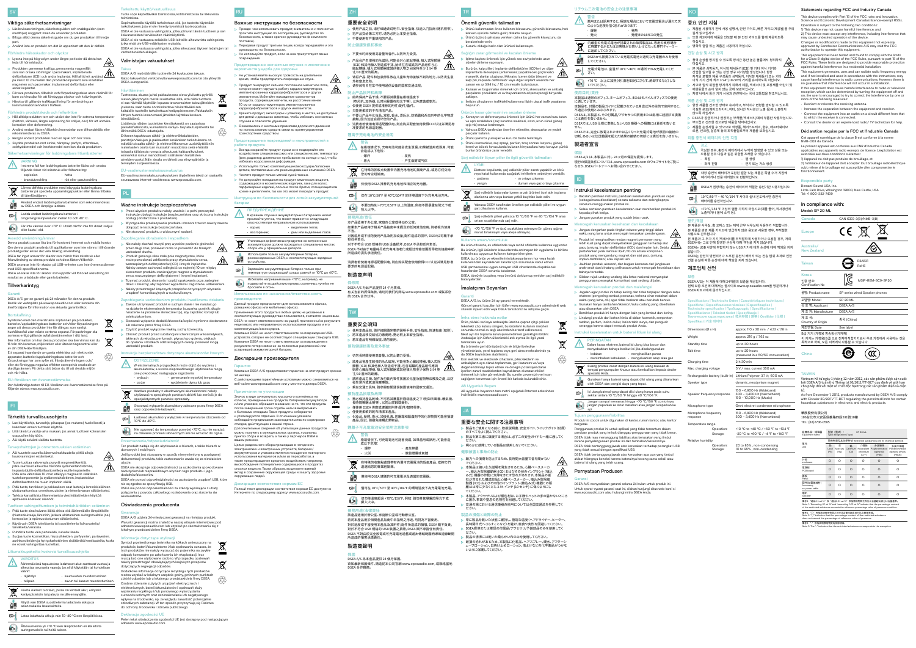# Viktiga säkerhetsanvisningar

## Tillverkarintyg

# Tärkeitä turvallisuusohjeita

## Valmistajan vakuutukset

# Ważne instrukcje bezpieczeństwa

## Oświadczenia producenta

# Важные инструкции по безопасности

## Декларация производителя

# 重要安全说明

## 制造商声明

# 重要安全須知

## 製造商聲明

# Önemli güvenlik talimatları

## İmalatçının Beyanları

# 重要な安全に関する注意事項

## 製造者宣言

# Instruksi keselamatan penting

## Pernyataan Produsen

| | |
|---|---|
| Dimensions (Ø x H) | approx. 110 x 30 mm / 4.33 x 1.18 in |
| Weight | approx. 216 g / 162 oz |
| Standby time | up to 30 hours |
| Talk time | up to 20 hours (measured in a 50/50 conversation) |
| Charging time | 2 h 30 min |
| Max. charging voltage | 5 V / max. current 350 mA |
| Rechargeable battery (built-in) | Lithium Polymer: 3.7 V, 600 mA |
| Speaker type | dynamic, neodymium magnet |
| Speaker frequency response | 150 – 6,800 Hz (Wideband)<br>300 – 3,400 Hz (Narrowband)<br>150 – 10,000 Hz (Music) |
| Microphone type | Omni electret condenser microphone |
| Microphone frequency response | 150 – 6,800 Hz (Wideband)<br>300 – 3,400 Hz (Narrowband) |
| Temperature range – Operation | +10 °C to +40 °C / +50 °F to +104 °F |
| Temperature range – Storage | -20 °C to +60 °C / -4 °F to +140 °F |
| Relative humidity – Operation | 20 to 85 %, non-condensing |
| Relative humidity – Storage | up to 95 %, non-condensing |

# 중요 안전 지침

## 제조업체 선언

## Statements regarding FCC and Industry Canada

This device complies with Part 15 of the FCC rules and Innovation, Science and Economic Development Canada's licence-exempt RSSs. Operation is subject to the following two conditions:

1) This device may not cause harmful interference and
2) This device must accept any interference, including interference that may cause undesired operation of the device.

Changes or modifications made to this equipment not expressly approved by Sennheiser Communications A/S may void the FCC authorization to operate this equipment.

This equipment has been tested and found to comply with the limits for a Class B digital device of the FCC Rules, pursuant to part 15 of the FCC Rules. These limits are designed to provide reasonable protection against harmful interference in a residential installation. This equipment generates, uses and can radiate radio frequency energy and, if not installed and used in accordance with the instructions, may cause harmful interference to radio communications. However, there is no guarantee that interference will not occur in a particular installation.

If this equipment does cause harmful interference to radio or television reception, which can be determined by turning the equipment off and on, the user is encouraged to try to correct the interference by one or more of the following measures:

- Reorient or relocate the receiving antenna.
- Increase the separation between the equipment and receiver.
- Connect the equipment into an outlet on a circuit different from that to which the receiver is connected.
- Consult the dealer or an experienced radio/ TV technician for help.

## Déclaration requise par la FCC et l'Industrie Canada

Cet appareil numérique de la classe B est conforme à la norme NMB-003 du Canada.

Le présent appareil est conforme aux CNR d'Industrie Canada applicables aux appareils radio exempts de licence. L'exploitation est autorisée aux deux conditions suivantes :

1) l'appareil ne doit pas produire de brouillage, et
2) l'utilisateur de l'appareil doit accepter tout brouillage radioélectrique subi, même si le brouillage est susceptible d'en compromettre le fonctionnement.

## Responsible party

Demant Sound USA Inc.
Little Falls Drive, Wilmington 19800, New Castle, USA

## In compliance with:

Model: SP 20 ML

| | |
|---|---|
| Canada | CAN ICES-3(B)/NMB-3(B) |
| Europe | CE |
| Australia/New Zealand | RCM |
| Taiwan | R3A531 RoHS |
| Korea | MSIP-REM-SC9-SP20 |
| China | |